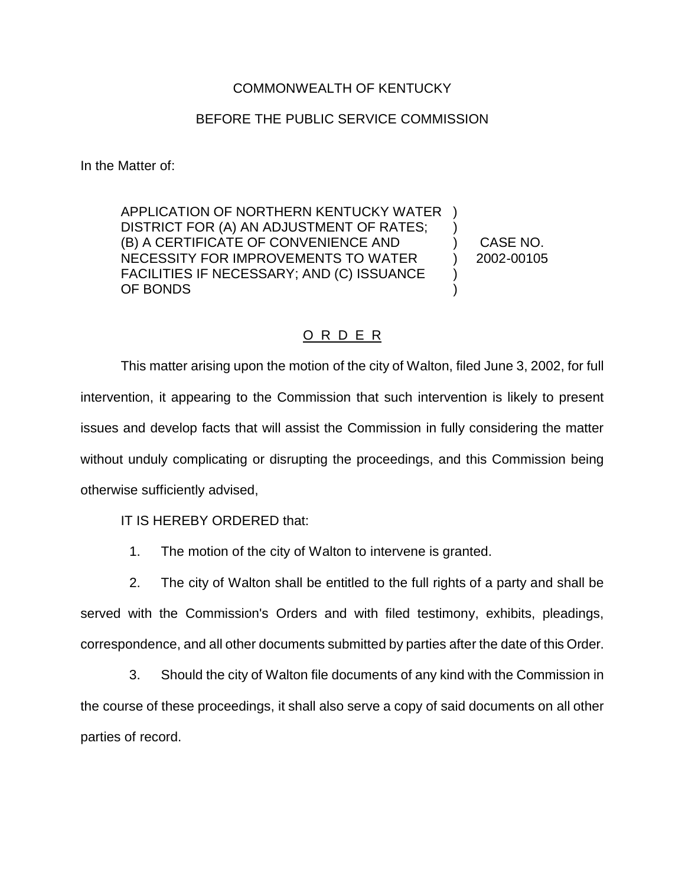COMMONWEALTH OF KENTUCKY

BEFORE THE PUBLIC SERVICE COMMISSION

In the Matter of:

| | | |
|---|---|---|
| APPLICATION OF NORTHERN KENTUCKY WATER DISTRICT FOR (A) AN ADJUSTMENT OF RATES; (B) A CERTIFICATE OF CONVENIENCE AND NECESSITY FOR IMPROVEMENTS TO WATER FACILITIES IF NECESSARY; AND (C) ISSUANCE OF BONDS | ) | CASE NO. 2002-00105 |

## O R D E R

This matter arising upon the motion of the city of Walton, filed June 3, 2002, for full intervention, it appearing to the Commission that such intervention is likely to present issues and develop facts that will assist the Commission in fully considering the matter without unduly complicating or disrupting the proceedings, and this Commission being otherwise sufficiently advised,

IT IS HEREBY ORDERED that:

1. The motion of the city of Walton to intervene is granted.

2. The city of Walton shall be entitled to the full rights of a party and shall be served with the Commission's Orders and with filed testimony, exhibits, pleadings, correspondence, and all other documents submitted by parties after the date of this Order.

3. Should the city of Walton file documents of any kind with the Commission in the course of these proceedings, it shall also serve a copy of said documents on all other parties of record.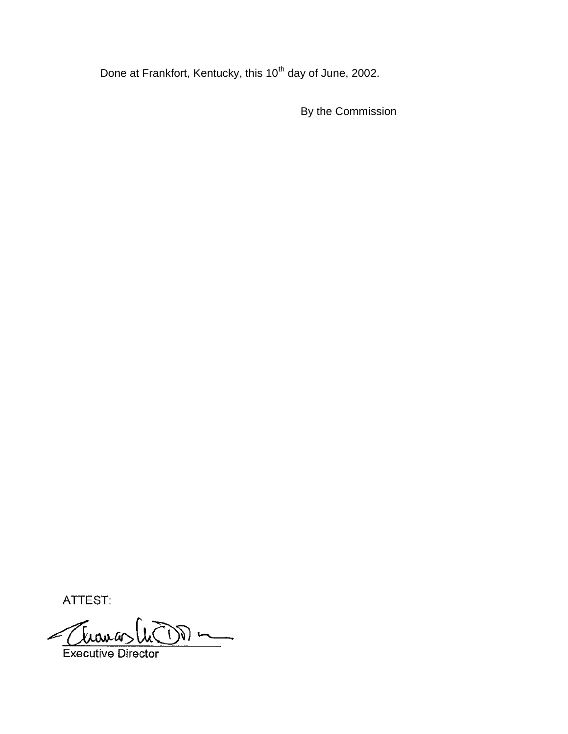Done at Frankfort, Kentucky, this 10th day of June, 2002.

By the Commission

ATTEST:

Executive Director